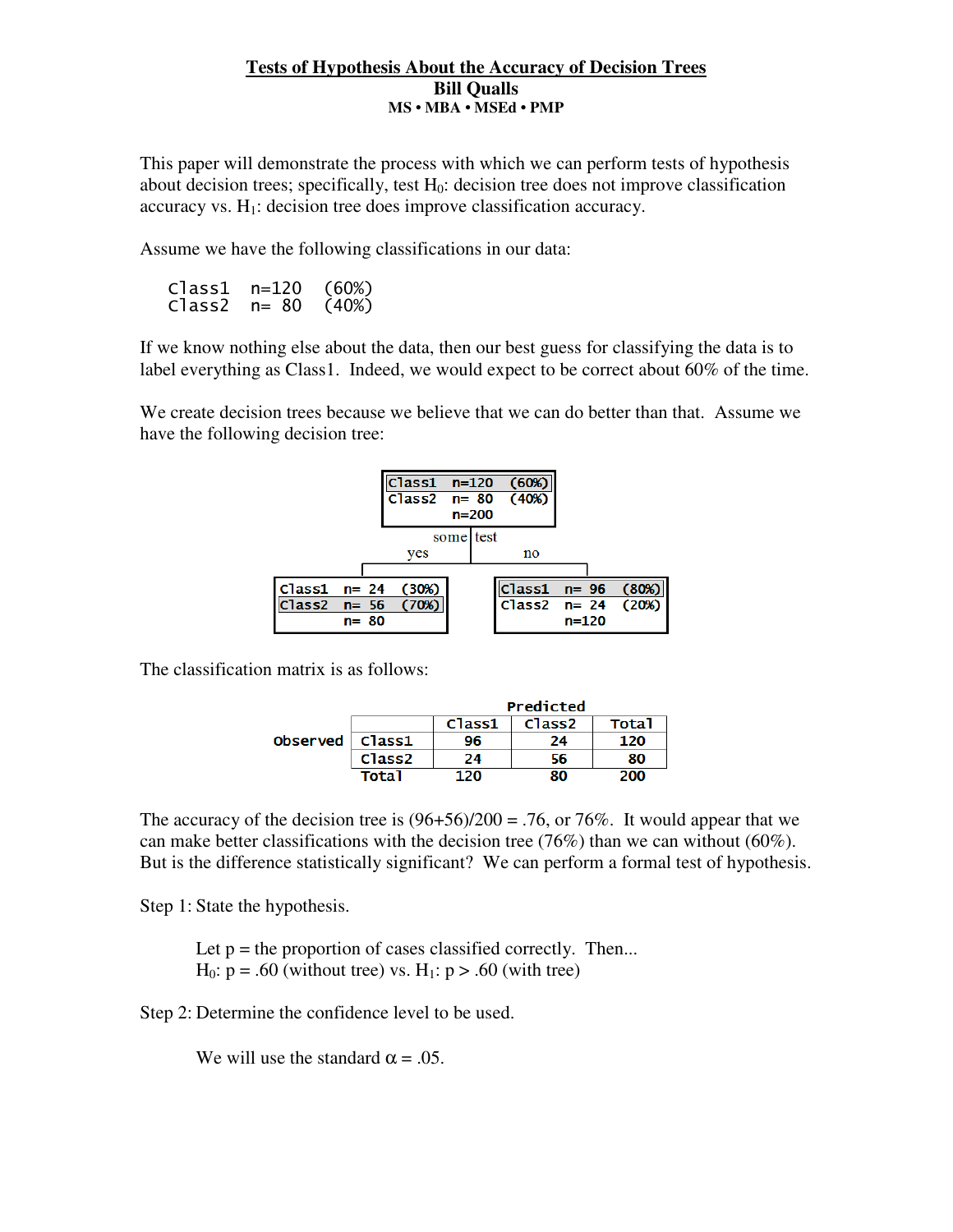# Tests of Hypothesis About the Accuracy of Decision Trees

**Bill Qualls**

**MS • MBA • MSEd • PMP**

This paper will demonstrate the process with which we can perform tests of hypothesis about decision trees; specifically, test $H_0$: decision tree does not improve classification accuracy vs. $H_1$: decision tree does improve classification accuracy.

Assume we have the following classifications in our data:

```
Class1   n=120   (60%)
Class2   n= 80   (40%)
```

If we know nothing else about the data, then our best guess for classifying the data is to label everything as Class1. Indeed, we would expect to be correct about 60% of the time.

We create decision trees because we believe that we can do better than that. Assume we have the following decision tree:

```
                 Class1   n=120   (60%)
                 Class2   n= 80   (40%)
                          n=200
                        some | test
                    yes      |      no
            ---------------------------------
            |                               |
Class1   n= 24   (30%)          Class1   n= 96   (80%)
Class2   n= 56   (70%)          Class2   n= 24   (20%)
         n= 80                           n=120
```

The classification matrix is as follows:

| | | Predicted | | |
|---|---|---|---|---|
| | | Class1 | Class2 | Total |
| Observed | Class1 | 96 | 24 | 120 |
| | Class2 | 24 | 56 | 80 |
| | Total | 120 | 80 | 200 |

The accuracy of the decision tree is (96+56)/200 = .76, or 76%. It would appear that we can make better classifications with the decision tree (76%) than we can without (60%). But is the difference statistically significant? We can perform a formal test of hypothesis.

Step 1: State the hypothesis.

Let p = the proportion of cases classified correctly. Then...
$H_0$: p = .60 (without tree) vs. $H_1$: p > .60 (with tree)

Step 2: Determine the confidence level to be used.

We will use the standard $\alpha = .05$.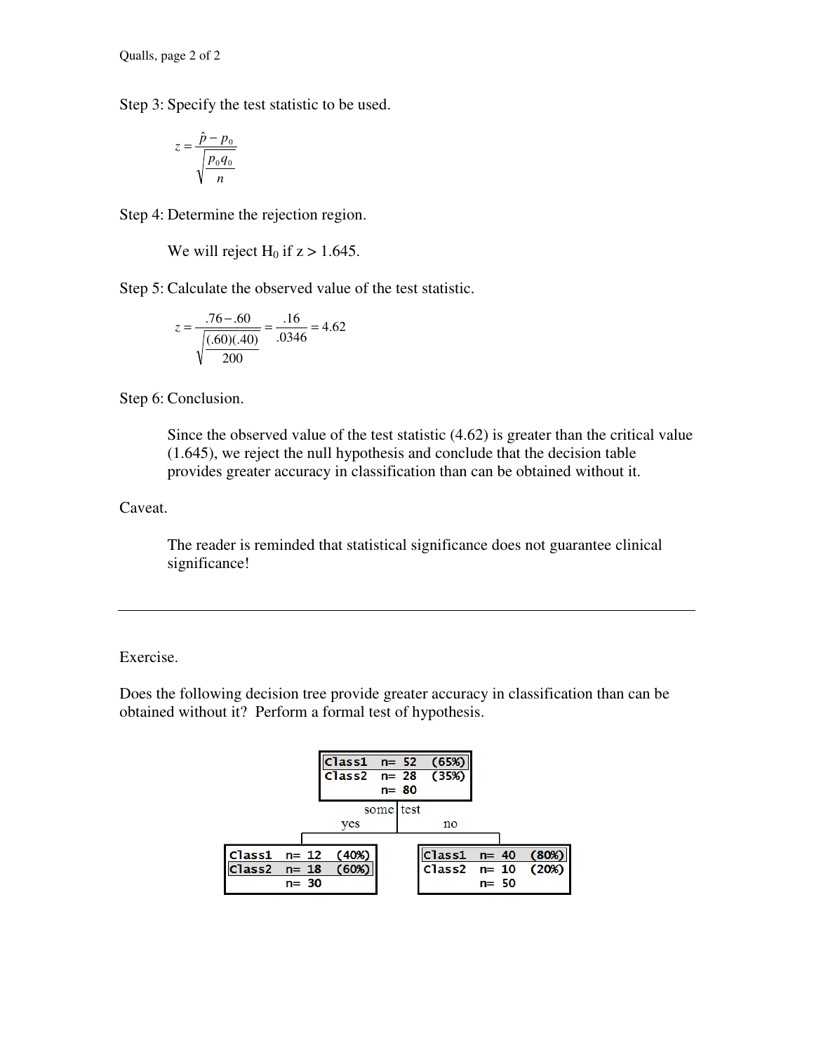Step 3: Specify the test statistic to be used.

$$z = \frac{\hat{p} - p_0}{\sqrt{\frac{p_0 q_0}{n}}}$$

Step 4: Determine the rejection region.

We will reject $H_0$ if $z > 1.645$.

Step 5: Calculate the observed value of the test statistic.

$$z = \frac{.76 - .60}{\sqrt{\frac{(.60)(.40)}{200}}} = \frac{.16}{.0346} = 4.62$$

Step 6: Conclusion.

Since the observed value of the test statistic (4.62) is greater than the critical value (1.645), we reject the null hypothesis and conclude that the decision table provides greater accuracy in classification than can be obtained without it.

Caveat.

The reader is reminded that statistical significance does not guarantee clinical significance!

---

Exercise.

Does the following decision tree provide greater accuracy in classification than can be obtained without it? Perform a formal test of hypothesis.

```
                 Class1  n= 52  (65%)
                 Class2  n= 28  (35%)
                         n= 80
                       some | test
                  yes               no
Class1  n= 12  (40%)          Class1  n= 40  (80%)
Class2  n= 18  (60%)          Class2  n= 10  (20%)
        n= 30                         n= 50
```